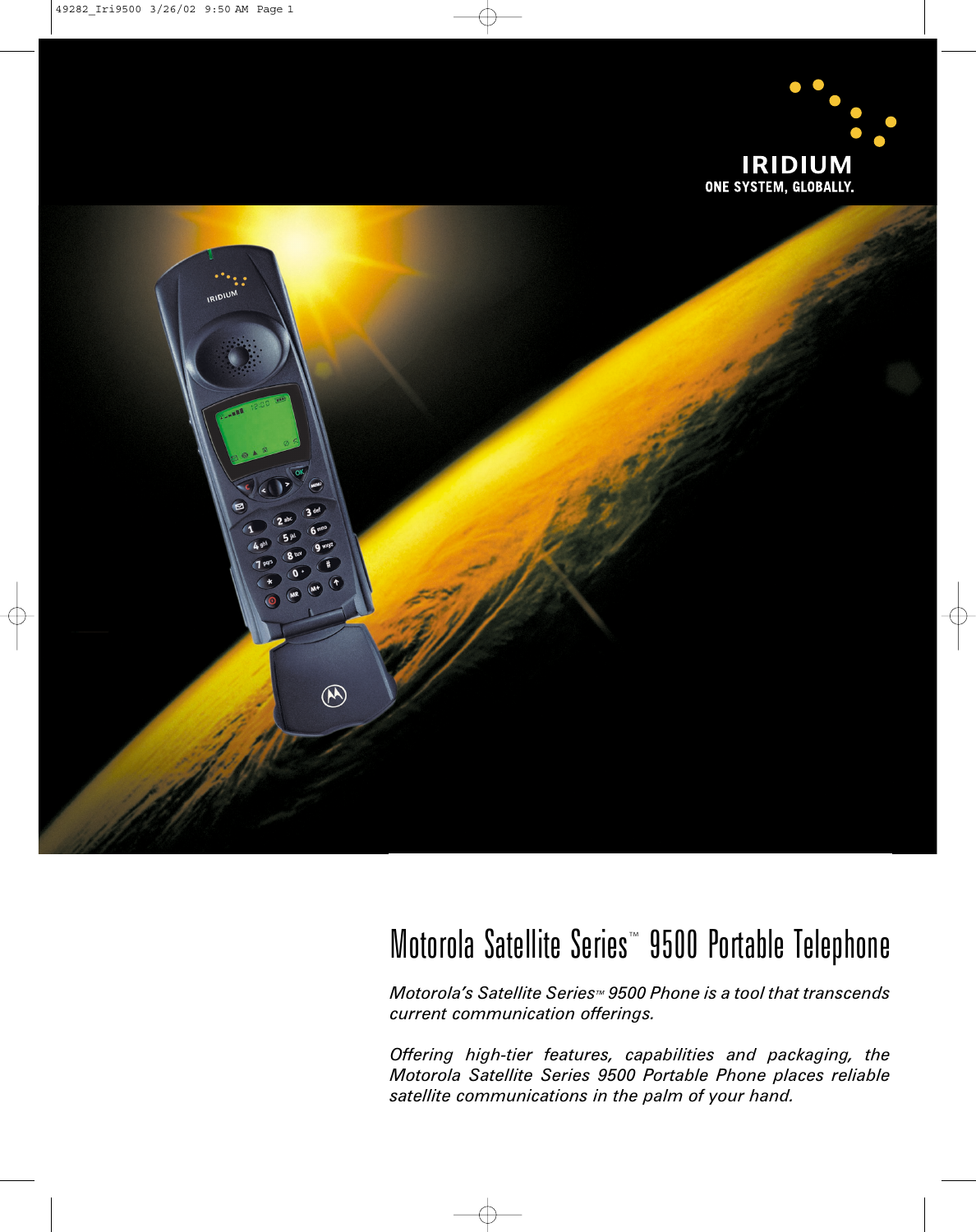**IRIDIUM**
**ONE SYSTEM, GLOBALLY.**

# Motorola Satellite Series™ 9500 Portable Telephone

*Motorola's Satellite Series™ 9500 Phone is a tool that transcends current communication offerings.*

*Offering high-tier features, capabilities and packaging, the Motorola Satellite Series 9500 Portable Phone places reliable satellite communications in the palm of your hand.*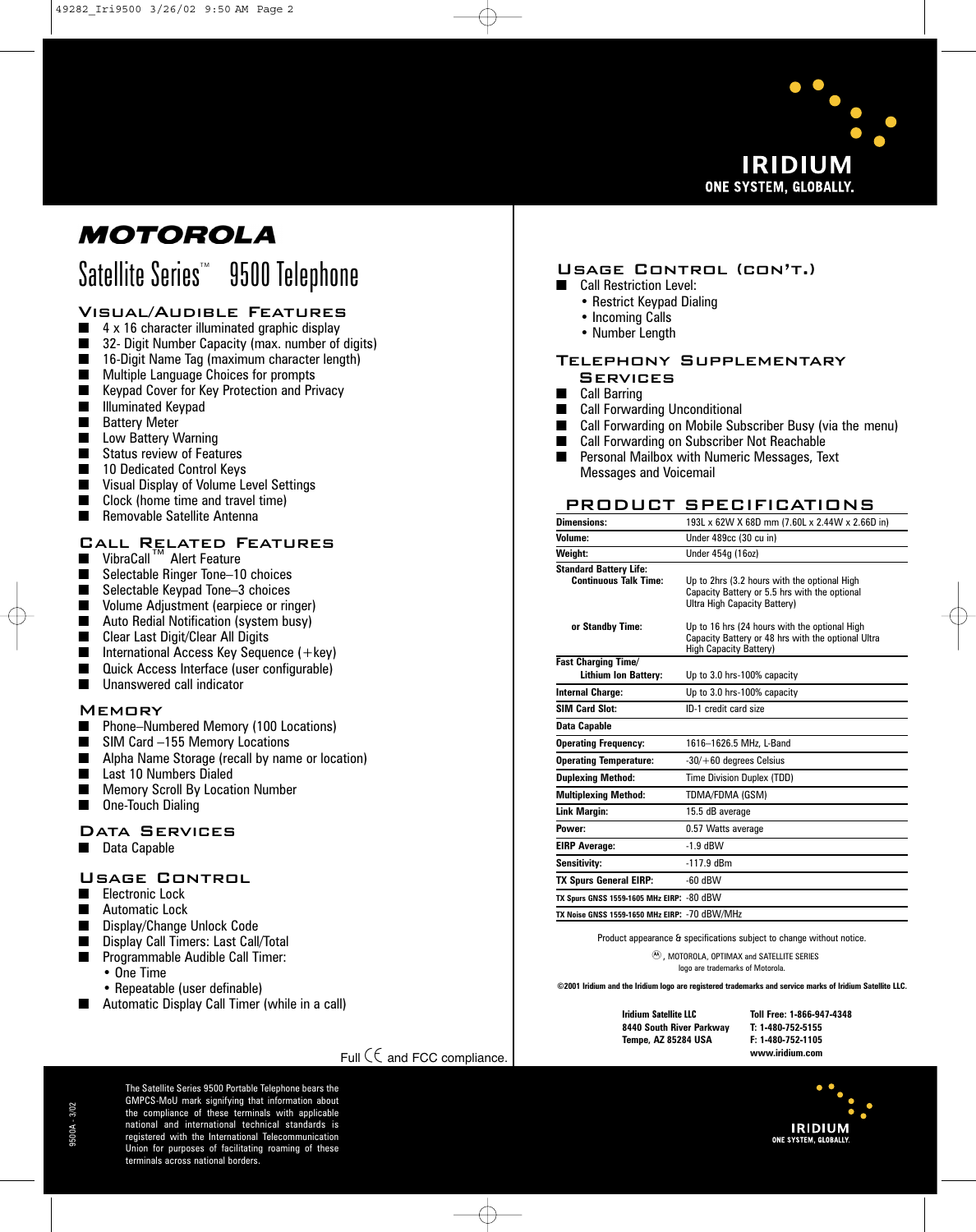IRIDIUM

ONE SYSTEM, GLOBALLY.

# MOTOROLA

# Satellite Series™ 9500 Telephone

## Visual/Audible Features

- 4 x 16 character illuminated graphic display
- 32- Digit Number Capacity (max. number of digits)
- 16-Digit Name Tag (maximum character length)
- Multiple Language Choices for prompts
- Keypad Cover for Key Protection and Privacy
- Illuminated Keypad
- Battery Meter
- Low Battery Warning
- Status review of Features
- 10 Dedicated Control Keys
- Visual Display of Volume Level Settings
- Clock (home time and travel time)
- Removable Satellite Antenna

## Call Related Features

- VibraCall™ Alert Feature
- Selectable Ringer Tone–10 choices
- Selectable Keypad Tone–3 choices
- Volume Adjustment (earpiece or ringer)
- Auto Redial Notification (system busy)
- Clear Last Digit/Clear All Digits
- International Access Key Sequence (+key)
- Quick Access Interface (user configurable)
- Unanswered call indicator

## Memory

- Phone–Numbered Memory (100 Locations)
- SIM Card –155 Memory Locations
- Alpha Name Storage (recall by name or location)
- Last 10 Numbers Dialed
- Memory Scroll By Location Number
- One-Touch Dialing

## Data Services

- Data Capable

## Usage Control

- Electronic Lock
- Automatic Lock
- Display/Change Unlock Code
- Display Call Timers: Last Call/Total
- Programmable Audible Call Timer:
  - One Time
  - Repeatable (user definable)
- Automatic Display Call Timer (while in a call)

Full CE and FCC compliance.

## Usage Control (con't.)

- Call Restriction Level:
  - Restrict Keypad Dialing
  - Incoming Calls
  - Number Length

## Telephony Supplementary Services

- Call Barring
- Call Forwarding Unconditional
- Call Forwarding on Mobile Subscriber Busy (via the menu)
- Call Forwarding on Subscriber Not Reachable
- Personal Mailbox with Numeric Messages, Text Messages and Voicemail

## Product Specifications

| | |
|---|---|
| **Dimensions:** | 193L x 62W X 68D mm (7.60L x 2.44W x 2.66D in) |
| **Volume:** | Under 489cc (30 cu in) |
| **Weight:** | Under 454g (16oz) |
| **Standard Battery Life:** **Continuous Talk Time:** | Up to 2hrs (3.2 hours with the optional High Capacity Battery or 5.5 hrs with the optional Ultra High Capacity Battery) |
| **or Standby Time:** | Up to 16 hrs (24 hours with the optional High Capacity Battery or 48 hrs with the optional Ultra High Capacity Battery) |
| **Fast Charging Time/ Lithium Ion Battery:** | Up to 3.0 hrs-100% capacity |
| **Internal Charge:** | Up to 3.0 hrs-100% capacity |
| **SIM Card Slot:** | ID-1 credit card size |
| **Data Capable** | |
| **Operating Frequency:** | 1616–1626.5 MHz, L-Band |
| **Operating Temperature:** | -30/+60 degrees Celsius |
| **Duplexing Method:** | Time Division Duplex (TDD) |
| **Multiplexing Method:** | TDMA/FDMA (GSM) |
| **Link Margin:** | 15.5 dB average |
| **Power:** | 0.57 Watts average |
| **EIRP Average:** | -1.9 dBW |
| **Sensitivity:** | -117.9 dBm |
| **TX Spurs General EIRP:** | -60 dBW |
| **TX Spurs GNSS 1559-1605 MHz EIRP:** | -80 dBW |
| **TX Noise GNSS 1559-1650 MHz EIRP:** | -70 dBW/MHz |

Product appearance & specifications subject to change without notice.

Ⓜ, MOTOROLA, OPTIMAX and SATELLITE SERIES logo are trademarks of Motorola.

**©2001 Iridium and the Iridium logo are registered trademarks and service marks of Iridium Satellite LLC.**

**Iridium Satellite LLC**
**8440 South River Parkway**
**Tempe, AZ 85284 USA**

**Toll Free: 1-866-947-4348**
**T: 1-480-752-5155**
**F: 1-480-752-1105**
**www.iridium.com**

The Satellite Series 9500 Portable Telephone bears the GMPCS-MoU mark signifying that information about the compliance of these terminals with applicable national and international technical standards is registered with the International Telecommunication Union for purposes of facilitating roaming of these terminals across national borders.

9500A - 3/02

IRIDIUM

ONE SYSTEM, GLOBALLY.